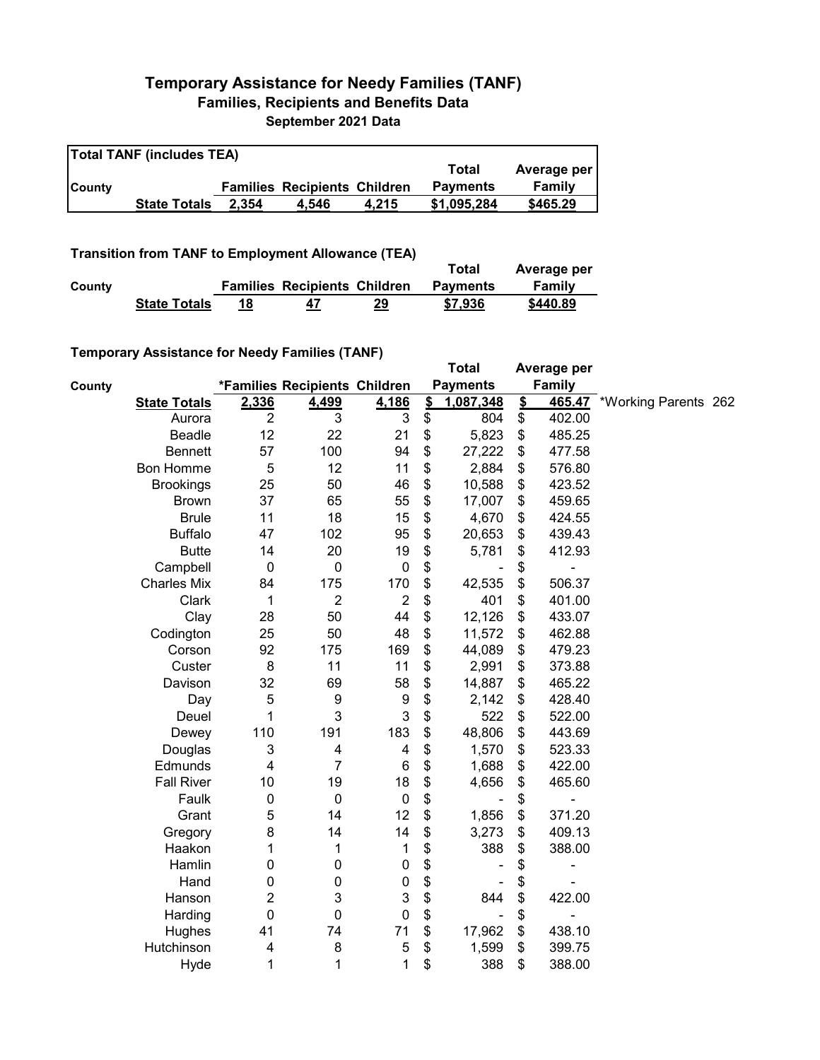# Temporary Assistance for Needy Families (TANF)

## Families, Recipients and Benefits Data

### September 2021 Data

**Total TANF (includes TEA)**

| County | | Families | Recipients | Children | Total Payments | Average per Family |
|---|---|---|---|---|---|---|
| | **State Totals** | **2,354** | **4,546** | **4,215** | **$1,095,284** | **$465.29** |

**Transition from TANF to Employment Allowance (TEA)**

| County | | Families | Recipients | Children | Total Payments | Average per Family |
|---|---|---|---|---|---|---|
| | **State Totals** | **18** | **47** | **29** | **$7,936** | **$440.89** |

**Temporary Assistance for Needy Families (TANF)**

| County | | *Families | Recipients | Children | Total Payments | Average per Family | |
|---|---|---|---|---|---|---|---|
| | **State Totals** | **2,336** | **4,499** | **4,186** | **$ 1,087,348** | **$ 465.47** | *Working Parents 262 |
| | Aurora | 2 | 3 | 3 | $ 804 | $ 402.00 | |
| | Beadle | 12 | 22 | 21 | $ 5,823 | $ 485.25 | |
| | Bennett | 57 | 100 | 94 | $ 27,222 | $ 477.58 | |
| | Bon Homme | 5 | 12 | 11 | $ 2,884 | $ 576.80 | |
| | Brookings | 25 | 50 | 46 | $ 10,588 | $ 423.52 | |
| | Brown | 37 | 65 | 55 | $ 17,007 | $ 459.65 | |
| | Brule | 11 | 18 | 15 | $ 4,670 | $ 424.55 | |
| | Buffalo | 47 | 102 | 95 | $ 20,653 | $ 439.43 | |
| | Butte | 14 | 20 | 19 | $ 5,781 | $ 412.93 | |
| | Campbell | 0 | 0 | 0 | $ - | $ - | |
| | Charles Mix | 84 | 175 | 170 | $ 42,535 | $ 506.37 | |
| | Clark | 1 | 2 | 2 | $ 401 | $ 401.00 | |
| | Clay | 28 | 50 | 44 | $ 12,126 | $ 433.07 | |
| | Codington | 25 | 50 | 48 | $ 11,572 | $ 462.88 | |
| | Corson | 92 | 175 | 169 | $ 44,089 | $ 479.23 | |
| | Custer | 8 | 11 | 11 | $ 2,991 | $ 373.88 | |
| | Davison | 32 | 69 | 58 | $ 14,887 | $ 465.22 | |
| | Day | 5 | 9 | 9 | $ 2,142 | $ 428.40 | |
| | Deuel | 1 | 3 | 3 | $ 522 | $ 522.00 | |
| | Dewey | 110 | 191 | 183 | $ 48,806 | $ 443.69 | |
| | Douglas | 3 | 4 | 4 | $ 1,570 | $ 523.33 | |
| | Edmunds | 4 | 7 | 6 | $ 1,688 | $ 422.00 | |
| | Fall River | 10 | 19 | 18 | $ 4,656 | $ 465.60 | |
| | Faulk | 0 | 0 | 0 | $ - | $ - | |
| | Grant | 5 | 14 | 12 | $ 1,856 | $ 371.20 | |
| | Gregory | 8 | 14 | 14 | $ 3,273 | $ 409.13 | |
| | Haakon | 1 | 1 | 1 | $ 388 | $ 388.00 | |
| | Hamlin | 0 | 0 | 0 | $ - | $ - | |
| | Hand | 0 | 0 | 0 | $ - | $ - | |
| | Hanson | 2 | 3 | 3 | $ 844 | $ 422.00 | |
| | Harding | 0 | 0 | 0 | $ - | $ - | |
| | Hughes | 41 | 74 | 71 | $ 17,962 | $ 438.10 | |
| | Hutchinson | 4 | 8 | 5 | $ 1,599 | $ 399.75 | |
| | Hyde | 1 | 1 | 1 | $ 388 | $ 388.00 | |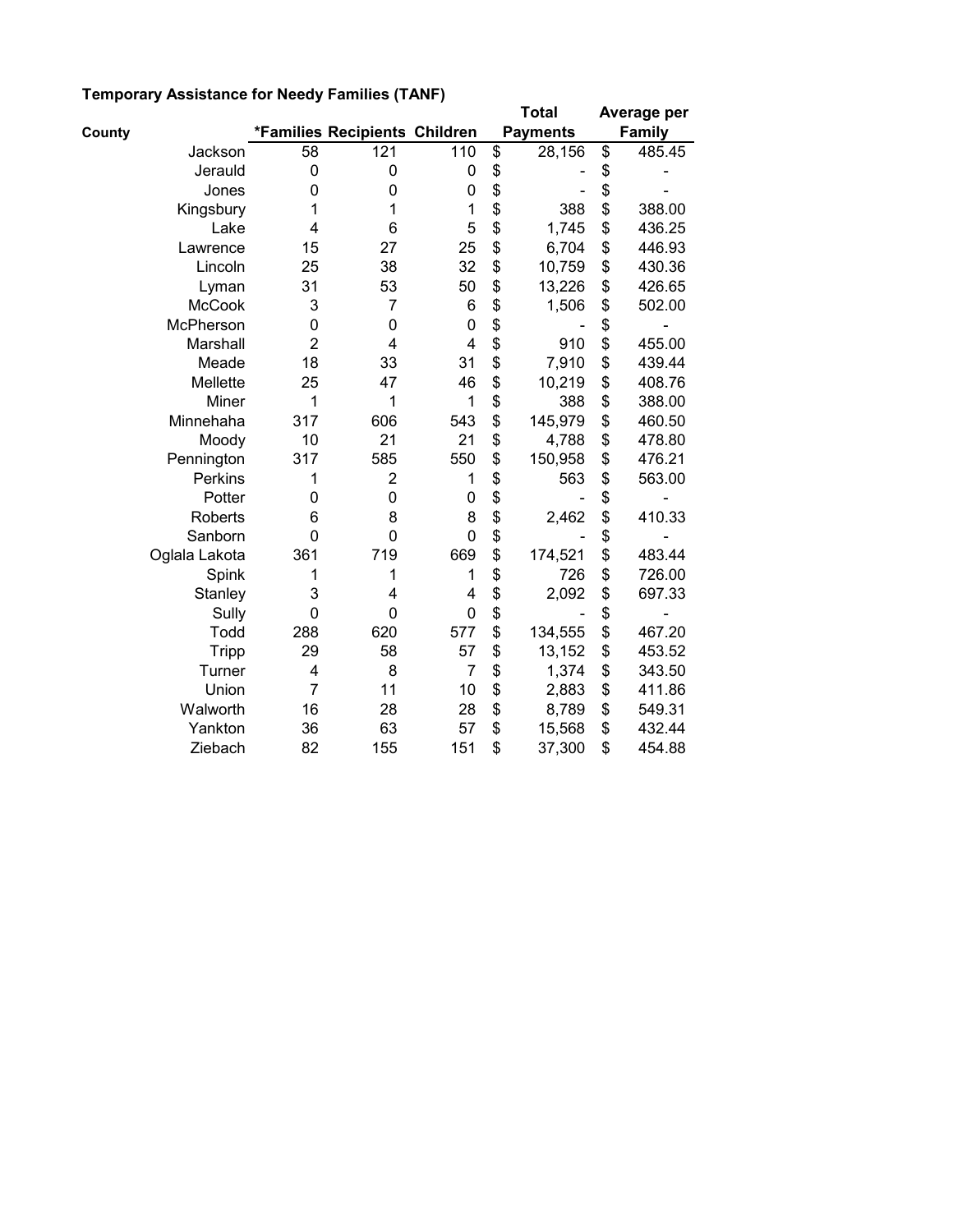**Temporary Assistance for Needy Families (TANF)**

| County | *Families | Recipients | Children | Total Payments | Average per Family |
|---|---|---|---|---|---|
| Jackson | 58 | 121 | 110 | $ 28,156 | $ 485.45 |
| Jerauld | 0 | 0 | 0 | $ - | $ - |
| Jones | 0 | 0 | 0 | $ - | $ - |
| Kingsbury | 1 | 1 | 1 | $ 388 | $ 388.00 |
| Lake | 4 | 6 | 5 | $ 1,745 | $ 436.25 |
| Lawrence | 15 | 27 | 25 | $ 6,704 | $ 446.93 |
| Lincoln | 25 | 38 | 32 | $ 10,759 | $ 430.36 |
| Lyman | 31 | 53 | 50 | $ 13,226 | $ 426.65 |
| McCook | 3 | 7 | 6 | $ 1,506 | $ 502.00 |
| McPherson | 0 | 0 | 0 | $ - | $ - |
| Marshall | 2 | 4 | 4 | $ 910 | $ 455.00 |
| Meade | 18 | 33 | 31 | $ 7,910 | $ 439.44 |
| Mellette | 25 | 47 | 46 | $ 10,219 | $ 408.76 |
| Miner | 1 | 1 | 1 | $ 388 | $ 388.00 |
| Minnehaha | 317 | 606 | 543 | $ 145,979 | $ 460.50 |
| Moody | 10 | 21 | 21 | $ 4,788 | $ 478.80 |
| Pennington | 317 | 585 | 550 | $ 150,958 | $ 476.21 |
| Perkins | 1 | 2 | 1 | $ 563 | $ 563.00 |
| Potter | 0 | 0 | 0 | $ - | $ - |
| Roberts | 6 | 8 | 8 | $ 2,462 | $ 410.33 |
| Sanborn | 0 | 0 | 0 | $ - | $ - |
| Oglala Lakota | 361 | 719 | 669 | $ 174,521 | $ 483.44 |
| Spink | 1 | 1 | 1 | $ 726 | $ 726.00 |
| Stanley | 3 | 4 | 4 | $ 2,092 | $ 697.33 |
| Sully | 0 | 0 | 0 | $ - | $ - |
| Todd | 288 | 620 | 577 | $ 134,555 | $ 467.20 |
| Tripp | 29 | 58 | 57 | $ 13,152 | $ 453.52 |
| Turner | 4 | 8 | 7 | $ 1,374 | $ 343.50 |
| Union | 7 | 11 | 10 | $ 2,883 | $ 411.86 |
| Walworth | 16 | 28 | 28 | $ 8,789 | $ 549.31 |
| Yankton | 36 | 63 | 57 | $ 15,568 | $ 432.44 |
| Ziebach | 82 | 155 | 151 | $ 37,300 | $ 454.88 |